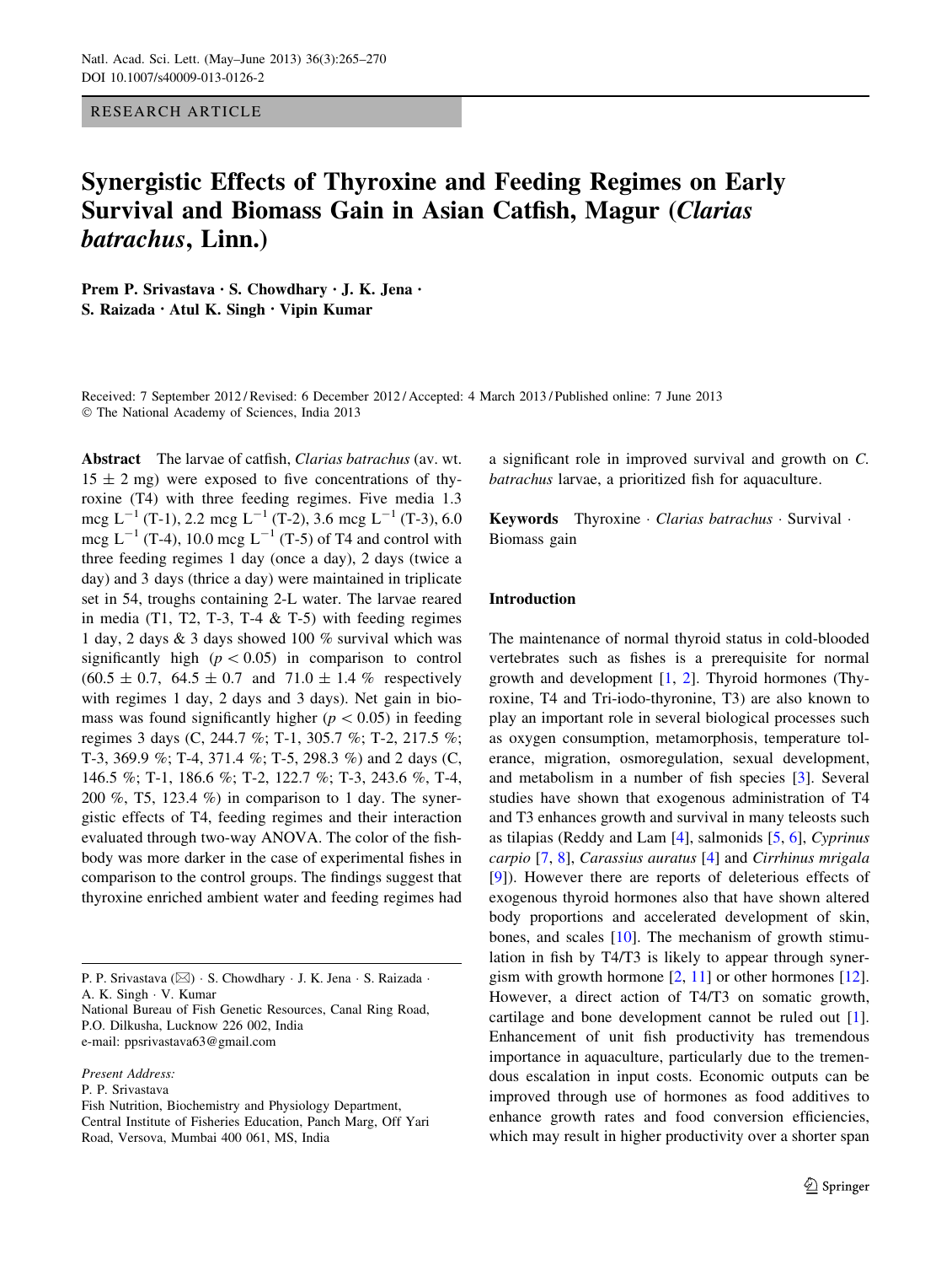RESEARCH ARTICLE

# Synergistic Effects of Thyroxine and Feeding Regimes on Early Survival and Biomass Gain in Asian Catfish, Magur (*Clarias batrachus*, Linn.)

**Prem P. Srivastava · S. Chowdhary · J. K. Jena · S. Raizada · Atul K. Singh · Vipin Kumar**

Received: 7 September 2012 / Revised: 6 December 2012 / Accepted: 4 March 2013 / Published online: 7 June 2013
© The National Academy of Sciences, India 2013

**Abstract** The larvae of catfish, *Clarias batrachus* (av. wt. 15 ± 2 mg) were exposed to five concentrations of thyroxine (T4) with three feeding regimes. Five media 1.3 mcg $L^{-1}$ (T-1), 2.2 mcg $L^{-1}$ (T-2), 3.6 mcg $L^{-1}$ (T-3), 6.0 mcg $L^{-1}$ (T-4), 10.0 mcg $L^{-1}$ (T-5) of T4 and control with three feeding regimes 1 day (once a day), 2 days (twice a day) and 3 days (thrice a day) were maintained in triplicate set in 54, troughs containing 2-L water. The larvae reared in media (T1, T2, T-3, T-4 & T-5) with feeding regimes 1 day, 2 days & 3 days showed 100 % survival which was significantly high ($p < 0.05$) in comparison to control (60.5 ± 0.7, 64.5 ± 0.7 and 71.0 ± 1.4 % respectively with regimes 1 day, 2 days and 3 days). Net gain in biomass was found significantly higher ($p < 0.05$) in feeding regimes 3 days (C, 244.7 %; T-1, 305.7 %; T-2, 217.5 %; T-3, 369.9 %; T-4, 371.4 %; T-5, 298.3 %) and 2 days (C, 146.5 %; T-1, 186.6 %; T-2, 122.7 %; T-3, 243.6 %, T-4, 200 %, T5, 123.4 %) in comparison to 1 day. The synergistic effects of T4, feeding regimes and their interaction evaluated through two-way ANOVA. The color of the fish-body was more darker in the case of experimental fishes in comparison to the control groups. The findings suggest that thyroxine enriched ambient water and feeding regimes had a significant role in improved survival and growth on *C. batrachus* larvae, a prioritized fish for aquaculture.

**Keywords** Thyroxine · *Clarias batrachus* · Survival · Biomass gain

P. P. Srivastava (✉) · S. Chowdhary · J. K. Jena · S. Raizada · A. K. Singh · V. Kumar
National Bureau of Fish Genetic Resources, Canal Ring Road, P.O. Dilkusha, Lucknow 226 002, India
e-mail: ppsrivastava63@gmail.com

*Present Address:*
P. P. Srivastava
Fish Nutrition, Biochemistry and Physiology Department, Central Institute of Fisheries Education, Panch Marg, Off Yari Road, Versova, Mumbai 400 061, MS, India

## Introduction

The maintenance of normal thyroid status in cold-blooded vertebrates such as fishes is a prerequisite for normal growth and development [1, 2]. Thyroid hormones (Thyroxine, T4 and Tri-iodo-thyronine, T3) are also known to play an important role in several biological processes such as oxygen consumption, metamorphosis, temperature tolerance, migration, osmoregulation, sexual development, and metabolism in a number of fish species [3]. Several studies have shown that exogenous administration of T4 and T3 enhances growth and survival in many teleosts such as tilapias (Reddy and Lam [4], salmonids [5, 6], *Cyprinus carpio* [7, 8], *Carassius auratus* [4] and *Cirrhinus mrigala* [9]). However there are reports of deleterious effects of exogenous thyroid hormones also that have shown altered body proportions and accelerated development of skin, bones, and scales [10]. The mechanism of growth stimulation in fish by T4/T3 is likely to appear through synergism with growth hormone [2, 11] or other hormones [12]. However, a direct action of T4/T3 on somatic growth, cartilage and bone development cannot be ruled out [1]. Enhancement of unit fish productivity has tremendous importance in aquaculture, particularly due to the tremendous escalation in input costs. Economic outputs can be improved through use of hormones as food additives to enhance growth rates and food conversion efficiencies, which may result in higher productivity over a shorter span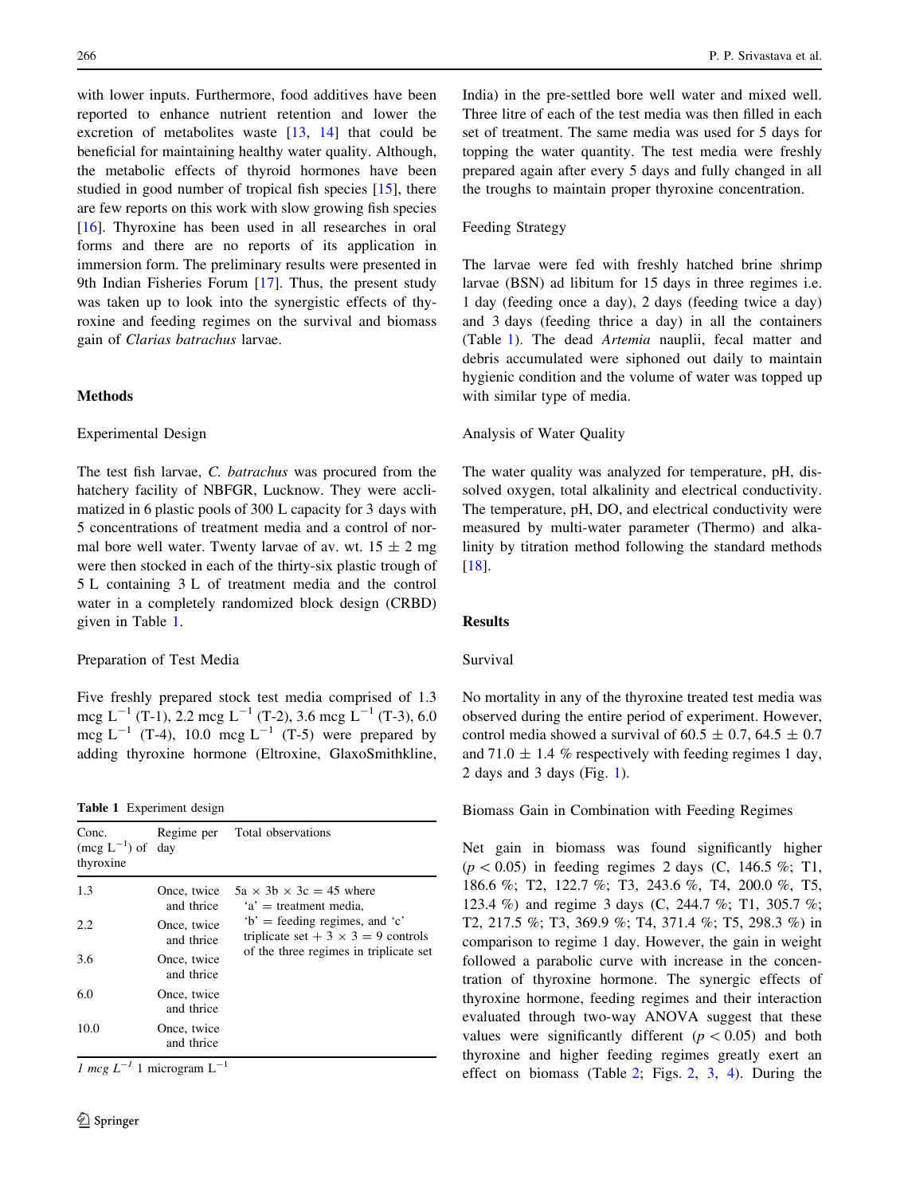with lower inputs. Furthermore, food additives have been reported to enhance nutrient retention and lower the excretion of metabolites waste [13, 14] that could be beneficial for maintaining healthy water quality. Although, the metabolic effects of thyroid hormones have been studied in good number of tropical fish species [15], there are few reports on this work with slow growing fish species [16]. Thyroxine has been used in all researches in oral forms and there are no reports of its application in immersion form. The preliminary results were presented in 9th Indian Fisheries Forum [17]. Thus, the present study was taken up to look into the synergistic effects of thyroxine and feeding regimes on the survival and biomass gain of *Clarias batrachus* larvae.

## Methods

### Experimental Design

The test fish larvae, *C. batrachus* was procured from the hatchery facility of NBFGR, Lucknow. They were acclimatized in 6 plastic pools of 300 L capacity for 3 days with 5 concentrations of treatment media and a control of normal bore well water. Twenty larvae of av. wt. 15 ± 2 mg were then stocked in each of the thirty-six plastic trough of 5 L containing 3 L of treatment media and the control water in a completely randomized block design (CRBD) given in Table 1.

### Preparation of Test Media

Five freshly prepared stock test media comprised of 1.3 mcg $L^{-1}$ (T-1), 2.2 mcg $L^{-1}$ (T-2), 3.6 mcg $L^{-1}$ (T-3), 6.0 mcg $L^{-1}$ (T-4), 10.0 mcg $L^{-1}$ (T-5) were prepared by adding thyroxine hormone (Eltroxine, GlaxoSmithkline, India) in the pre-settled bore well water and mixed well. Three litre of each of the test media was then filled in each set of treatment. The same media was used for 5 days for topping the water quantity. The test media were freshly prepared again after every 5 days and fully changed in all the troughs to maintain proper thyroxine concentration.

**Table 1** Experiment design

| Conc. (mcg $L^{-1}$) of thyroxine | Regime per day | Total observations |
|---|---|---|
| 1.3 | Once, twice and thrice | 5a × 3b × 3c = 45 where 'a' = treatment media, 'b' = feeding regimes, and 'c' triplicate set + 3 × 3 = 9 controls of the three regimes in triplicate set |
| 2.2 | Once, twice and thrice | |
| 3.6 | Once, twice and thrice | |
| 6.0 | Once, twice and thrice | |
| 10.0 | Once, twice and thrice | |

*1 mcg $L^{-1}$* 1 microgram $L^{-1}$

### Feeding Strategy

The larvae were fed with freshly hatched brine shrimp larvae (BSN) ad libitum for 15 days in three regimes i.e. 1 day (feeding once a day), 2 days (feeding twice a day) and 3 days (feeding thrice a day) in all the containers (Table 1). The dead *Artemia* nauplii, fecal matter and debris accumulated were siphoned out daily to maintain hygienic condition and the volume of water was topped up with similar type of media.

### Analysis of Water Quality

The water quality was analyzed for temperature, pH, dissolved oxygen, total alkalinity and electrical conductivity. The temperature, pH, DO, and electrical conductivity were measured by multi-water parameter (Thermo) and alkalinity by titration method following the standard methods [18].

## Results

### Survival

No mortality in any of the thyroxine treated test media was observed during the entire period of experiment. However, control media showed a survival of 60.5 ± 0.7, 64.5 ± 0.7 and 71.0 ± 1.4 % respectively with feeding regimes 1 day, 2 days and 3 days (Fig. 1).

### Biomass Gain in Combination with Feeding Regimes

Net gain in biomass was found significantly higher ($p < 0.05$) in feeding regimes 2 days (C, 146.5 %; T1, 186.6 %; T2, 122.7 %; T3, 243.6 %, T4, 200.0 %, T5, 123.4 %) and regime 3 days (C, 244.7 %; T1, 305.7 %; T2, 217.5 %; T3, 369.9 %; T4, 371.4 %; T5, 298.3 %) in comparison to regime 1 day. However, the gain in weight followed a parabolic curve with increase in the concentration of thyroxine hormone. The synergic effects of thyroxine hormone, feeding regimes and their interaction evaluated through two-way ANOVA suggest that these values were significantly different ($p < 0.05$) and both thyroxine and higher feeding regimes greatly exert an effect on biomass (Table 2; Figs. 2, 3, 4). During the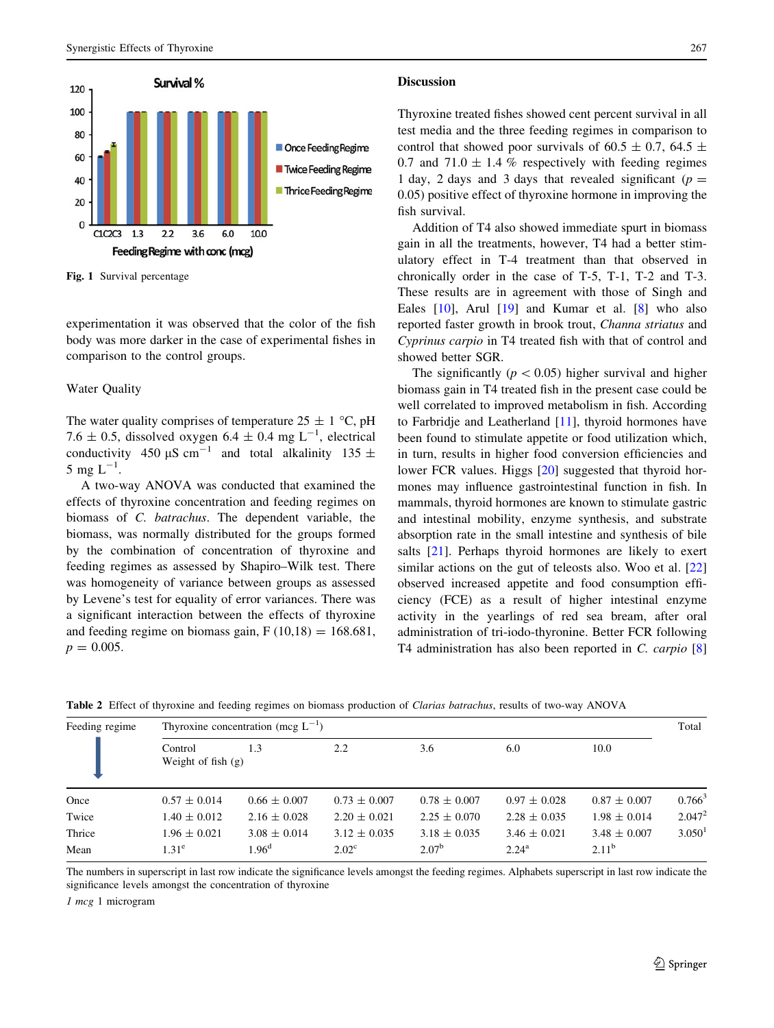Fig. 1 Survival percentage

experimentation it was observed that the color of the fish body was more darker in the case of experimental fishes in comparison to the control groups.

Water Quality

The water quality comprises of temperature 25 ± 1 °C, pH 7.6 ± 0.5, dissolved oxygen 6.4 ± 0.4 mg $L^{-1}$, electrical conductivity 450 µS $cm^{-1}$ and total alkalinity 135 ± 5 mg $L^{-1}$.

A two-way ANOVA was conducted that examined the effects of thyroxine concentration and feeding regimes on biomass of *C. batrachus*. The dependent variable, the biomass, was normally distributed for the groups formed by the combination of concentration of thyroxine and feeding regimes as assessed by Shapiro–Wilk test. There was homogeneity of variance between groups as assessed by Levene's test for equality of error variances. There was a significant interaction between the effects of thyroxine and feeding regime on biomass gain, $F(10,18) = 168.681$, $p = 0.005$.

## Discussion

Thyroxine treated fishes showed cent percent survival in all test media and the three feeding regimes in comparison to control that showed poor survivals of 60.5 ± 0.7, 64.5 ± 0.7 and 71.0 ± 1.4 % respectively with feeding regimes 1 day, 2 days and 3 days that revealed significant ($p = 0.05$) positive effect of thyroxine hormone in improving the fish survival.

Addition of T4 also showed immediate spurt in biomass gain in all the treatments, however, T4 had a better stimulatory effect in T-4 treatment than that observed in chronically order in the case of T-5, T-1, T-2 and T-3. These results are in agreement with those of Singh and Eales [10], Arul [19] and Kumar et al. [8] who also reported faster growth in brook trout, *Channa striatus* and *Cyprinus carpio* in T4 treated fish with that of control and showed better SGR.

The significantly ($p < 0.05$) higher survival and higher biomass gain in T4 treated fish in the present case could be well correlated to improved metabolism in fish. According to Farbridje and Leatherland [11], thyroid hormones have been found to stimulate appetite or food utilization which, in turn, results in higher food conversion efficiencies and lower FCR values. Higgs [20] suggested that thyroid hormones may influence gastrointestinal function in fish. In mammals, thyroid hormones are known to stimulate gastric and intestinal mobility, enzyme synthesis, and substrate absorption rate in the small intestine and synthesis of bile salts [21]. Perhaps thyroid hormones are likely to exert similar actions on the gut of teleosts also. Woo et al. [22] observed increased appetite and food consumption efficiency (FCE) as a result of higher intestinal enzyme activity in the yearlings of red sea bream, after oral administration of tri-iodo-thyronine. Better FCR following T4 administration has also been reported in *C. carpio* [8]

**Table 2** Effect of thyroxine and feeding regimes on biomass production of *Clarias batrachus*, results of two-way ANOVA

| Feeding regime | Thyroxine concentration (mcg $L^{-1}$) | | | | | | Total |
|---|---|---|---|---|---|---|---|
| | Control<br>Weight of fish (g) | 1.3 | 2.2 | 3.6 | 6.0 | 10.0 | |
| Once | 0.57 ± 0.014 | 0.66 ± 0.007 | 0.73 ± 0.007 | 0.78 ± 0.007 | 0.97 ± 0.028 | 0.87 ± 0.007 | 0.766[3] |
| Twice | 1.40 ± 0.012 | 2.16 ± 0.028 | 2.20 ± 0.021 | 2.25 ± 0.070 | 2.28 ± 0.035 | 1.98 ± 0.014 | 2.047[2] |
| Thrice | 1.96 ± 0.021 | 3.08 ± 0.014 | 3.12 ± 0.035 | 3.18 ± 0.035 | 3.46 ± 0.021 | 3.48 ± 0.007 | 3.050[1] |
| Mean | 1.31[e] | 1.96[d] | 2.02[c] | 2.07[b] | 2.24[a] | 2.11[b] | |

The numbers in superscript in last row indicate the significance levels amongst the feeding regimes. Alphabets superscript in last row indicate the significance levels amongst the concentration of thyroxine

*1 mcg* 1 microgram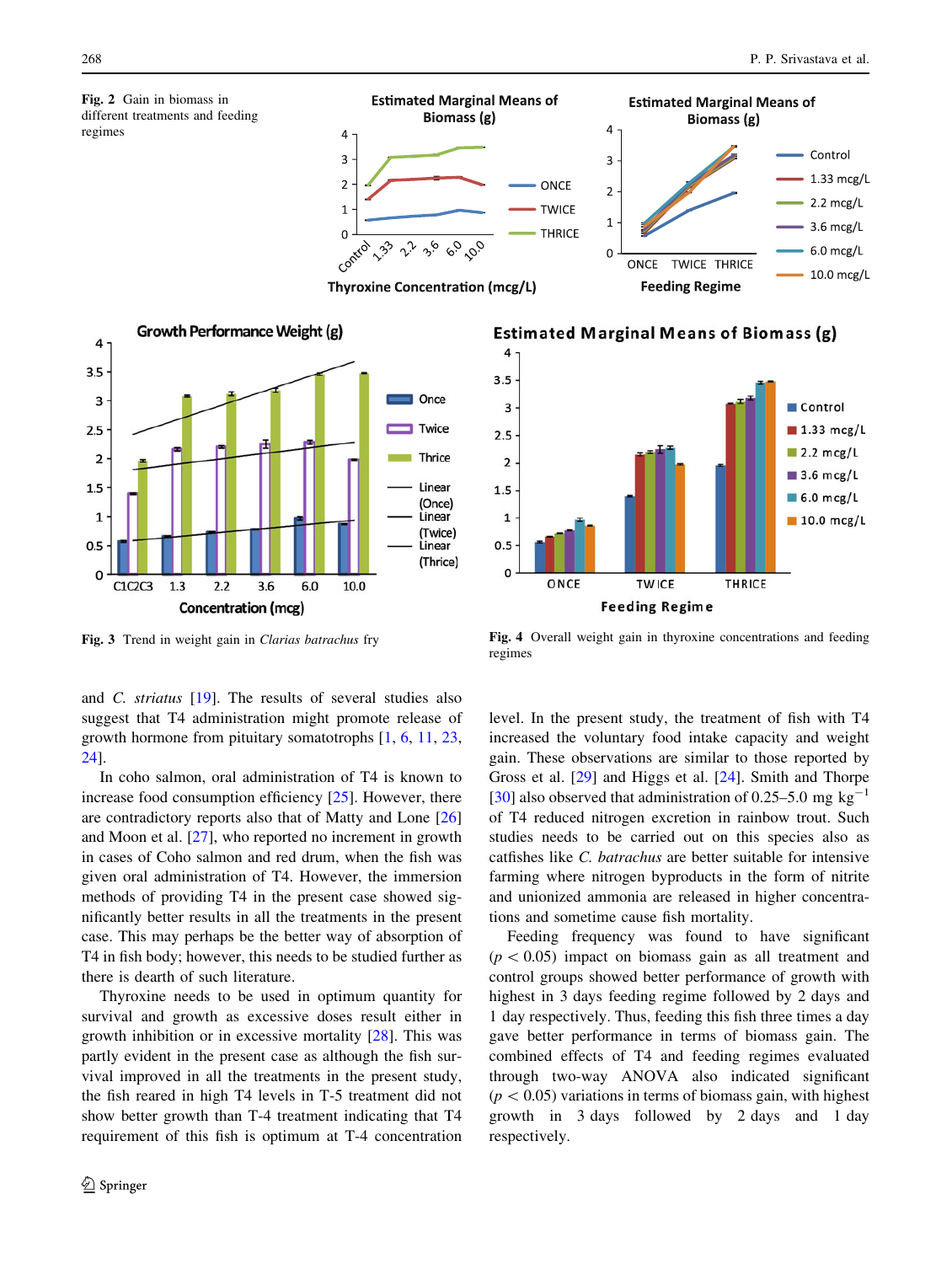**Fig. 2** Gain in biomass in different treatments and feeding regimes

**Fig. 3** Trend in weight gain in *Clarias batrachus* fry

**Fig. 4** Overall weight gain in thyroxine concentrations and feeding regimes

and *C. striatus* [19]. The results of several studies also suggest that T4 administration might promote release of growth hormone from pituitary somatotrophs [1, 6, 11, 23, 24].

In coho salmon, oral administration of T4 is known to increase food consumption efficiency [25]. However, there are contradictory reports also that of Matty and Lone [26] and Moon et al. [27], who reported no increment in growth in cases of Coho salmon and red drum, when the fish was given oral administration of T4. However, the immersion methods of providing T4 in the present case showed significantly better results in all the treatments in the present case. This may perhaps be the better way of absorption of T4 in fish body; however, this needs to be studied further as there is dearth of such literature.

Thyroxine needs to be used in optimum quantity for survival and growth as excessive doses result either in growth inhibition or in excessive mortality [28]. This was partly evident in the present case as although the fish survival improved in all the treatments in the present study, the fish reared in high T4 levels in T-5 treatment did not show better growth than T-4 treatment indicating that T4 requirement of this fish is optimum at T-4 concentration level. In the present study, the treatment of fish with T4 increased the voluntary food intake capacity and weight gain. These observations are similar to those reported by Gross et al. [29] and Higgs et al. [24]. Smith and Thorpe [30] also observed that administration of 0.25–5.0 mg $kg^{-1}$ of T4 reduced nitrogen excretion in rainbow trout. Such studies needs to be carried out on this species also as catfishes like *C. batrachus* are better suitable for intensive farming where nitrogen byproducts in the form of nitrite and unionized ammonia are released in higher concentrations and sometime cause fish mortality.

Feeding frequency was found to have significant ($p < 0.05$) impact on biomass gain as all treatment and control groups showed better performance of growth with highest in 3 days feeding regime followed by 2 days and 1 day respectively. Thus, feeding this fish three times a day gave better performance in terms of biomass gain. The combined effects of T4 and feeding regimes evaluated through two-way ANOVA also indicated significant ($p < 0.05$) variations in terms of biomass gain, with highest growth in 3 days followed by 2 days and 1 day respectively.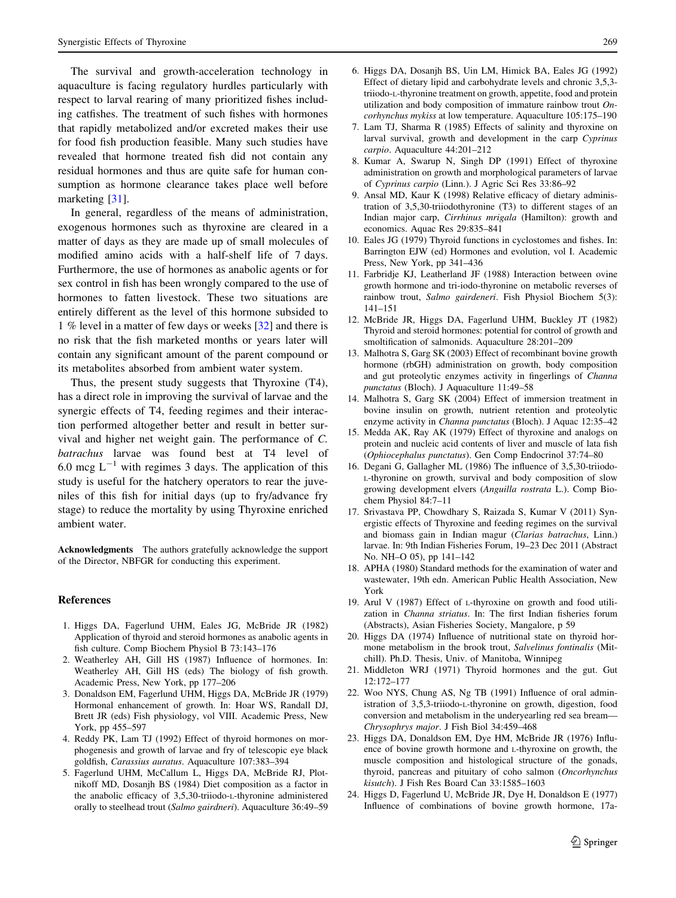The survival and growth-acceleration technology in aquaculture is facing regulatory hurdles particularly with respect to larval rearing of many prioritized fishes including catfishes. The treatment of such fishes with hormones that rapidly metabolized and/or excreted makes their use for food fish production feasible. Many such studies have revealed that hormone treated fish did not contain any residual hormones and thus are quite safe for human consumption as hormone clearance takes place well before marketing [31].

In general, regardless of the means of administration, exogenous hormones such as thyroxine are cleared in a matter of days as they are made up of small molecules of modified amino acids with a half-shelf life of 7 days. Furthermore, the use of hormones as anabolic agents or for sex control in fish has been wrongly compared to the use of hormones to fatten livestock. These two situations are entirely different as the level of this hormone subsided to 1 % level in a matter of few days or weeks [32] and there is no risk that the fish marketed months or years later will contain any significant amount of the parent compound or its metabolites absorbed from ambient water system.

Thus, the present study suggests that Thyroxine (T4), has a direct role in improving the survival of larvae and the synergic effects of T4, feeding regimes and their interaction performed altogether better and result in better survival and higher net weight gain. The performance of *C. batrachus* larvae was found best at T4 level of 6.0 mcg $L^{-1}$ with regimes 3 days. The application of this study is useful for the hatchery operators to rear the juveniles of this fish for initial days (up to fry/advance fry stage) to reduce the mortality by using Thyroxine enriched ambient water.

**Acknowledgments** The authors gratefully acknowledge the support of the Director, NBFGR for conducting this experiment.

## References

1. Higgs DA, Fagerlund UHM, Eales JG, McBride JR (1982) Application of thyroid and steroid hormones as anabolic agents in fish culture. Comp Biochem Physiol B 73:143–176
2. Weatherley AH, Gill HS (1987) Influence of hormones. In: Weatherley AH, Gill HS (eds) The biology of fish growth. Academic Press, New York, pp 177–206
3. Donaldson EM, Fagerlund UHM, Higgs DA, McBride JR (1979) Hormonal enhancement of growth. In: Hoar WS, Randall DJ, Brett JR (eds) Fish physiology, vol VIII. Academic Press, New York, pp 455–597
4. Reddy PK, Lam TJ (1992) Effect of thyroid hormones on morphogenesis and growth of larvae and fry of telescopic eye black goldfish, *Carassius auratus*. Aquaculture 107:383–394
5. Fagerlund UHM, McCallum L, Higgs DA, McBride RJ, Plotnikoff MD, Dosanjh BS (1984) Diet composition as a factor in the anabolic efficacy of 3,5,30-triiodo-L-thyronine administered orally to steelhead trout (*Salmo gairdneri*). Aquaculture 36:49–59
6. Higgs DA, Dosanjh BS, Uin LM, Himick BA, Eales JG (1992) Effect of dietary lipid and carbohydrate levels and chronic 3,5,3-triiodo-L-thyronine treatment on growth, appetite, food and protein utilization and body composition of immature rainbow trout *Oncorhynchus mykiss* at low temperature. Aquaculture 105:175–190
7. Lam TJ, Sharma R (1985) Effects of salinity and thyroxine on larval survival, growth and development in the carp *Cyprinus carpio*. Aquaculture 44:201–212
8. Kumar A, Swarup N, Singh DP (1991) Effect of thyroxine administration on growth and morphological parameters of larvae of *Cyprinus carpio* (Linn.). J Agric Sci Res 33:86–92
9. Ansal MD, Kaur K (1998) Relative efficacy of dietary administration of 3,5,30-triiodothyronine (T3) to different stages of an Indian major carp, *Cirrhinus mrigala* (Hamilton): growth and economics. Aquac Res 29:835–841
10. Eales JG (1979) Thyroid functions in cyclostomes and fishes. In: Barrington EJW (ed) Hormones and evolution, vol I. Academic Press, New York, pp 341–436
11. Farbridje KJ, Leatherland JF (1988) Interaction between ovine growth hormone and tri-iodo-thyronine on metabolic reverses of rainbow trout, *Salmo gairdeneri*. Fish Physiol Biochem 5(3): 141–151
12. McBride JR, Higgs DA, Fagerlund UHM, Buckley JT (1982) Thyroid and steroid hormones: potential for control of growth and smoltification of salmonids. Aquaculture 28:201–209
13. Malhotra S, Garg SK (2003) Effect of recombinant bovine growth hormone (rbGH) administration on growth, body composition and gut proteolytic enzymes activity in fingerlings of *Channa punctatus* (Bloch). J Aquaculture 11:49–58
14. Malhotra S, Garg SK (2004) Effect of immersion treatment in bovine insulin on growth, nutrient retention and proteolytic enzyme activity in *Channa punctatus* (Bloch). J Aquac 12:35–42
15. Medda AK, Ray AK (1979) Effect of thyroxine and analogs on protein and nucleic acid contents of liver and muscle of lata fish (*Ophiocephalus punctatus*). Gen Comp Endocrinol 37:74–80
16. Degani G, Gallagher ML (1986) The influence of 3,5,30-triiodo-L-thyronine on growth, survival and body composition of slow growing development elvers (*Anguilla rostrata* L.). Comp Biochem Physiol 84:7–11
17. Srivastava PP, Chowdhary S, Raizada S, Kumar V (2011) Synergistic effects of Thyroxine and feeding regimes on the survival and biomass gain in Indian magur (*Clarias batrachus*, Linn.) larvae. In: 9th Indian Fisheries Forum, 19–23 Dec 2011 (Abstract No. NH–O 05), pp 141–142
18. APHA (1980) Standard methods for the examination of water and wastewater, 19th edn. American Public Health Association, New York
19. Arul V (1987) Effect of L-thyroxine on growth and food utilization in *Channa striatus*. In: The first Indian fisheries forum (Abstracts), Asian Fisheries Society, Mangalore, p 59
20. Higgs DA (1974) Influence of nutritional state on thyroid hormone metabolism in the brook trout, *Salvelinus fontinalis* (Mitchill). Ph.D. Thesis, Univ. of Manitoba, Winnipeg
21. Middleton WRJ (1971) Thyroid hormones and the gut. Gut 12:172–177
22. Woo NYS, Chung AS, Ng TB (1991) Influence of oral administration of 3,5,3-triiodo-L-thyronine on growth, digestion, food conversion and metabolism in the underyearling red sea bream—*Chrysophrys major*. J Fish Biol 34:459–468
23. Higgs DA, Donaldson EM, Dye HM, McBride JR (1976) Influence of bovine growth hormone and L-thyroxine on growth, the muscle composition and histological structure of the gonads, thyroid, pancreas and pituitary of coho salmon (*Oncorhynchus kisutch*). J Fish Res Board Can 33:1585–1603
24. Higgs D, Fagerlund U, McBride JR, Dye H, Donaldson E (1977) Influence of combinations of bovine growth hormone, 17a-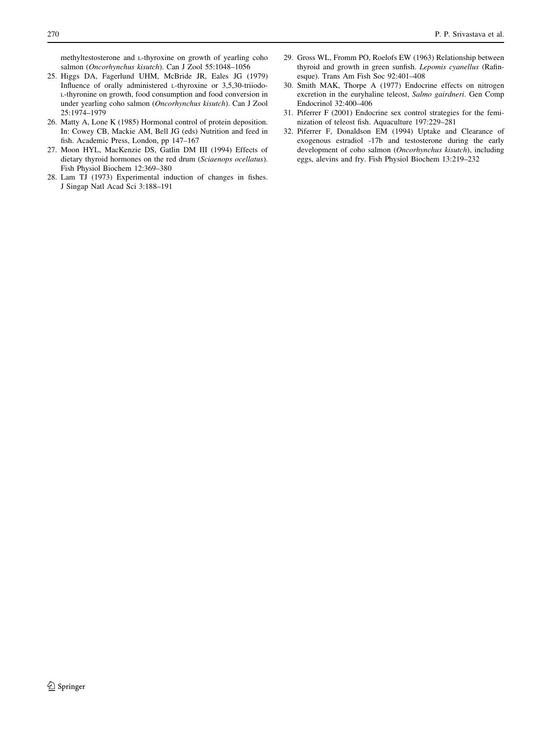methyltestosterone and L-thyroxine on growth of yearling coho salmon (*Oncorhynchus kisutch*). Can J Zool 55:1048–1056

25. Higgs DA, Fagerlund UHM, McBride JR, Eales JG (1979) Influence of orally administered L-thyroxine or 3,5,30-triiodo-L-thyronine on growth, food consumption and food conversion in under yearling coho salmon (*Oncorhynchus kisutch*). Can J Zool 25:1974–1979
26. Matty A, Lone K (1985) Hormonal control of protein deposition. In: Cowey CB, Mackie AM, Bell JG (eds) Nutrition and feed in fish. Academic Press, London, pp 147–167
27. Moon HYL, MacKenzie DS, Gatlin DM III (1994) Effects of dietary thyroid hormones on the red drum (*Sciaenops ocellatus*). Fish Physiol Biochem 12:369–380
28. Lam TJ (1973) Experimental induction of changes in fishes. J Singap Natl Acad Sci 3:188–191
29. Gross WL, Fromm PO, Roelofs EW (1963) Relationship between thyroid and growth in green sunfish. *Lepomis cyanellus* (Rafinesque). Trans Am Fish Soc 92:401–408
30. Smith MAK, Thorpe A (1977) Endocrine effects on nitrogen excretion in the euryhaline teleost, *Salmo gairdneri*. Gen Comp Endocrinol 32:400–406
31. Piferrer F (2001) Endocrine sex control strategies for the feminization of teleost fish. Aquaculture 197:229–281
32. Piferrer F, Donaldson EM (1994) Uptake and Clearance of exogenous estradiol -17b and testosterone during the early development of coho salmon (*Oncorhynchus kisutch*), including eggs, alevins and fry. Fish Physiol Biochem 13:219–232